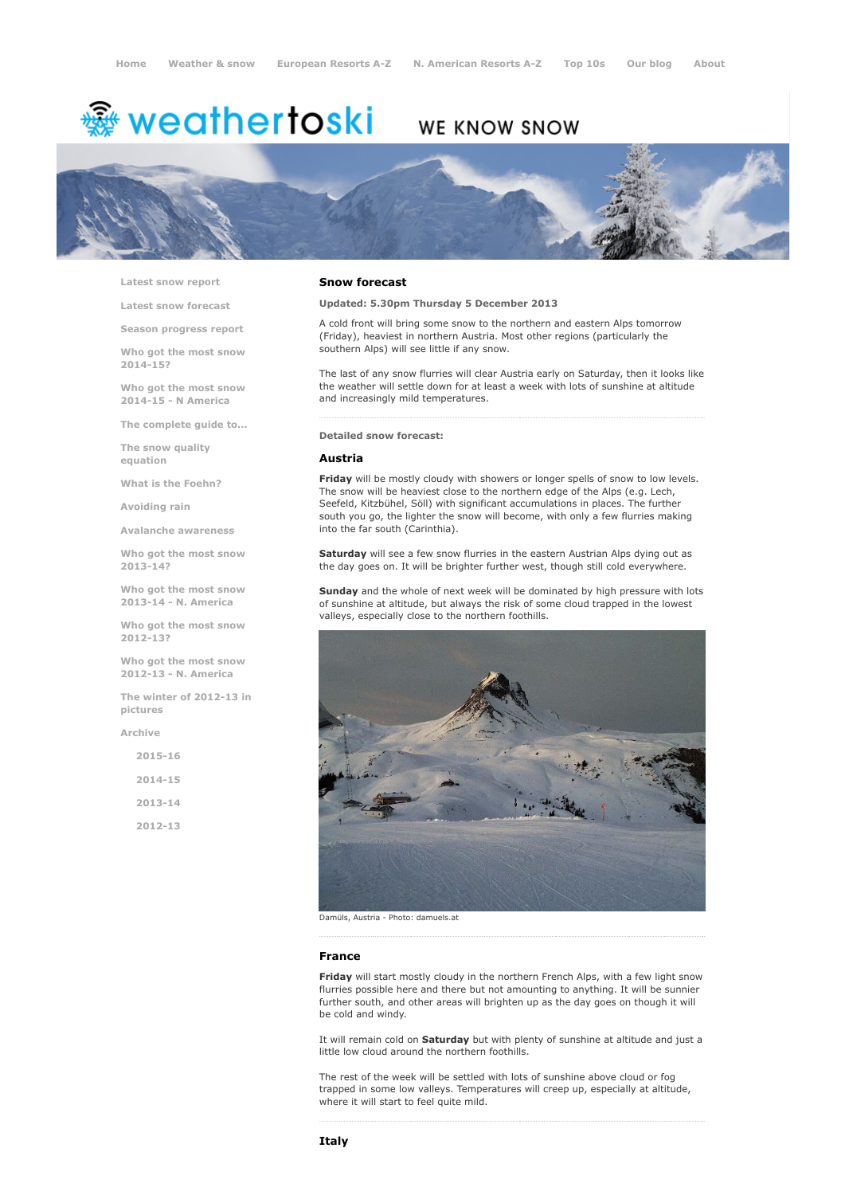Home Weather & snow European Resorts A-Z N. American Resorts A-Z Top 10s Our blog About

weathertoski WE KNOW SNOW

- Latest snow report
- Latest snow forecast
- Season progress report
- Who got the most snow 2014-15?
- Who got the most snow 2014-15 - N America
- The complete guide to...
- The snow quality equation
- What is the Foehn?
- Avoiding rain
- Avalanche awareness
- Who got the most snow 2013-14?
- Who got the most snow 2013-14 - N. America
- Who got the most snow 2012-13?
- Who got the most snow 2012-13 - N. America
- The winter of 2012-13 in pictures
- Archive
  - 2015-16
  - 2014-15
  - 2013-14
  - 2012-13

## Snow forecast

**Updated: 5.30pm Thursday 5 December 2013**

A cold front will bring some snow to the northern and eastern Alps tomorrow (Friday), heaviest in northern Austria. Most other regions (particularly the southern Alps) will see little if any snow.

The last of any snow flurries will clear Austria early on Saturday, then it looks like the weather will settle down for at least a week with lots of sunshine at altitude and increasingly mild temperatures.

**Detailed snow forecast:**

### Austria

**Friday** will be mostly cloudy with showers or longer spells of snow to low levels. The snow will be heaviest close to the northern edge of the Alps (e.g. Lech, Seefeld, Kitzbühel, Söll) with significant accumulations in places. The further south you go, the lighter the snow will become, with only a few flurries making into the far south (Carinthia).

**Saturday** will see a few snow flurries in the eastern Austrian Alps dying out as the day goes on. It will be brighter further west, though still cold everywhere.

**Sunday** and the whole of next week will be dominated by high pressure with lots of sunshine at altitude, but always the risk of some cloud trapped in the lowest valleys, especially close to the northern foothills.

Damüls, Austria - Photo: damuels.at

### France

**Friday** will start mostly cloudy in the northern French Alps, with a few light snow flurries possible here and there but not amounting to anything. It will be sunnier further south, and other areas will brighten up as the day goes on though it will be cold and windy.

It will remain cold on **Saturday** but with plenty of sunshine at altitude and just a little low cloud around the northern foothills.

The rest of the week will be settled with lots of sunshine above cloud or fog trapped in some low valleys. Temperatures will creep up, especially at altitude, where it will start to feel quite mild.

### Italy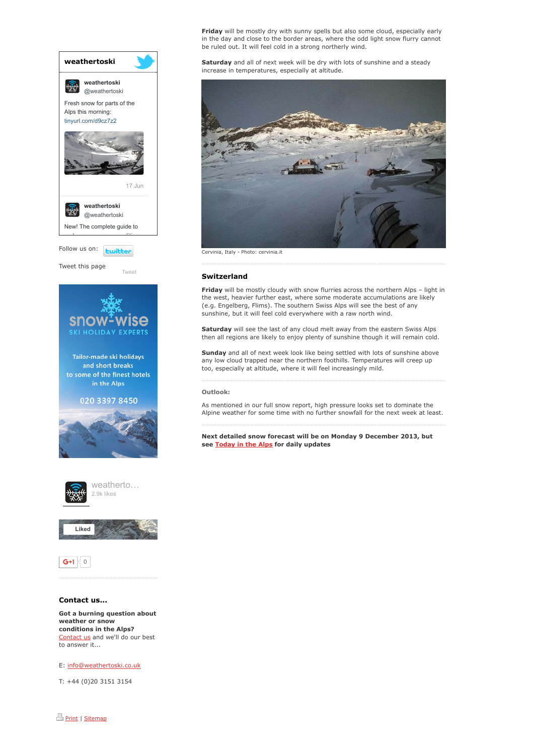**Friday** will be mostly dry with sunny spells but also some cloud, especially early in the day and close to the border areas, where the odd light snow flurry cannot be ruled out. It will feel cold in a strong northerly wind.

**Saturday** and all of next week will be dry with lots of sunshine and a steady increase in temperatures, especially at altitude.

Cervinia, Italy - Photo: cervinia.it

## Switzerland

**Friday** will be mostly cloudy with snow flurries across the northern Alps – light in the west, heavier further east, where some moderate accumulations are likely (e.g. Engelberg, Flims). The southern Swiss Alps will see the best of any sunshine, but it will feel cold everywhere with a raw north wind.

**Saturday** will see the last of any cloud melt away from the eastern Swiss Alps then all regions are likely to enjoy plenty of sunshine though it will remain cold.

**Sunday** and all of next week look like being settled with lots of sunshine above any low cloud trapped near the northern foothills. Temperatures will creep up too, especially at altitude, where it will feel increasingly mild.

**Outlook:**

As mentioned in our full snow report, high pressure looks set to dominate the Alpine weather for some time with no further snowfall for the next week at least.

**Next detailed snow forecast will be on Monday 9 December 2013, but see Today in the Alps for daily updates**

weathertoski

weathertoski @weathertoski

Fresh snow for parts of the Alps this morning: tinyurl.com/d9cz7z2

17 Jun

weathertoski @weathertoski

New! The complete guide to

Follow us on: twitter

Tweet this page

Tweet

snow-wise
SKI HOLIDAY EXPERTS

Tailor-made ski holidays and short breaks to some of the finest hotels in the Alps

020 3397 8450

weatherto...
2.9k likes

Liked

G+1 0

## Contact us...

**Got a burning question about weather or snow conditions in the Alps?**
Contact us and we'll do our best to answer it...

E: info@weathertoski.co.uk

T: +44 (0)20 3151 3154

Print | Sitemap